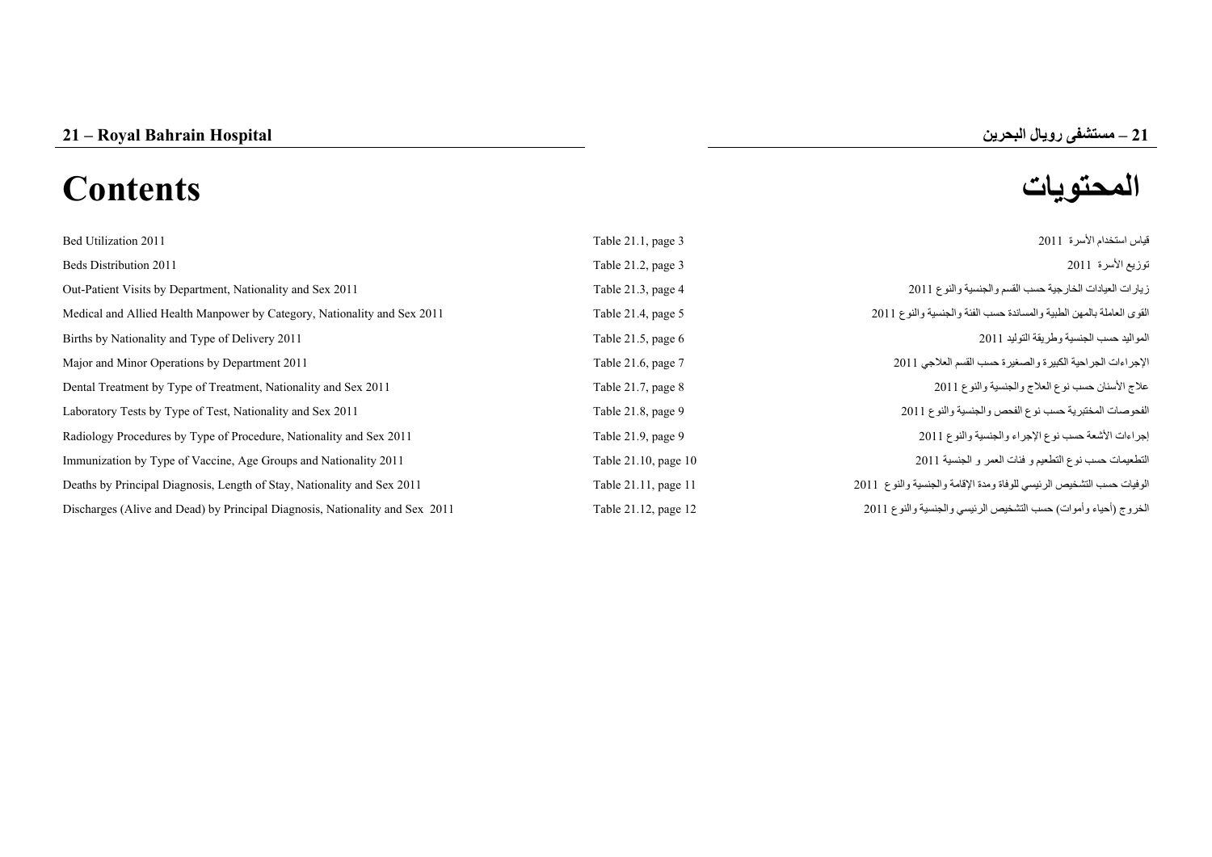# 21 – Royal Bahrain Hospital

# 21 – مستشفى رويال البحرين

# Contents

# المحتويات

| | | |
|---|---|---|
| Bed Utilization 2011 | Table 21.1, page 3 | قياس استخدام الأسرة 2011 |
| Beds Distribution 2011 | Table 21.2, page 3 | توزيع الأسرة 2011 |
| Out-Patient Visits by Department, Nationality and Sex 2011 | Table 21.3, page 4 | زيارات العيادات الخارجية حسب القسم والجنسية والنوع 2011 |
| Medical and Allied Health Manpower by Category, Nationality and Sex 2011 | Table 21.4, page 5 | القوى العاملة بالمهن الطبية والمساندة حسب الفئة والجنسية والنوع 2011 |
| Births by Nationality and Type of Delivery 2011 | Table 21.5, page 6 | المواليد حسب الجنسية وطريقة التوليد 2011 |
| Major and Minor Operations by Department 2011 | Table 21.6, page 7 | الإجراءات الجراحية الكبيرة والصغيرة حسب القسم العلاجي 2011 |
| Dental Treatment by Type of Treatment, Nationality and Sex 2011 | Table 21.7, page 8 | علاج الأسنان حسب نوع العلاج والجنسية والنوع 2011 |
| Laboratory Tests by Type of Test, Nationality and Sex 2011 | Table 21.8, page 9 | الفحوصات المختبرية حسب نوع الفحص والجنسية والنوع 2011 |
| Radiology Procedures by Type of Procedure, Nationality and Sex 2011 | Table 21.9, page 9 | إجراءات الأشعة حسب نوع الإجراء والجنسية والنوع 2011 |
| Immunization by Type of Vaccine, Age Groups and Nationality 2011 | Table 21.10, page 10 | التطعيمات حسب نوع التطعيم و فئات العمر و الجنسية 2011 |
| Deaths by Principal Diagnosis, Length of Stay, Nationality and Sex 2011 | Table 21.11, page 11 | الوفيات حسب التشخيص الرئيسي للوفاة ومدة الإقامة والجنسية والنوع 2011 |
| Discharges (Alive and Dead) by Principal Diagnosis, Nationality and Sex 2011 | Table 21.12, page 12 | الخروج (أحياء وأموات) حسب التشخيص الرئيسي والجنسية والنوع 2011 |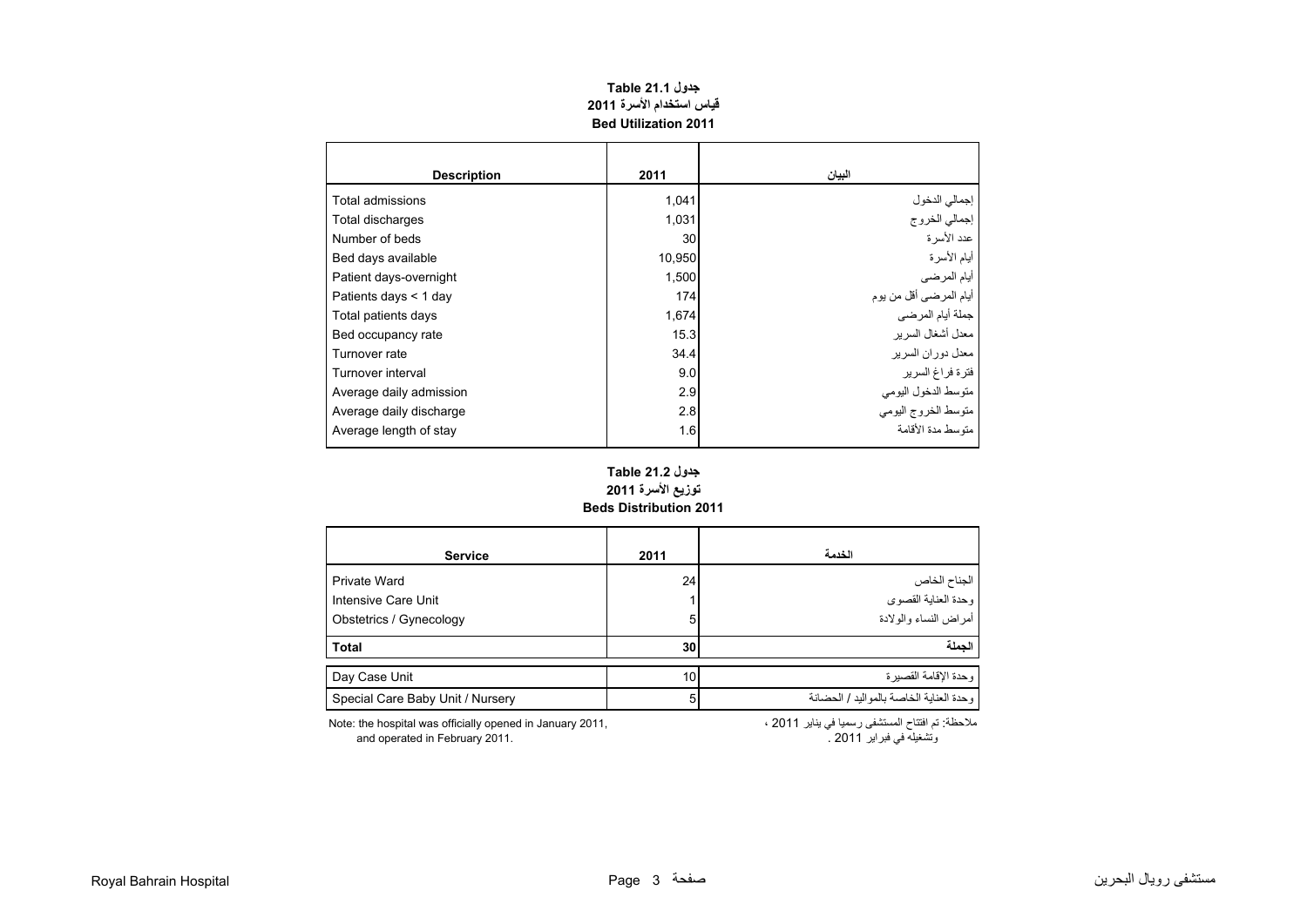## جدول Table 21.1
## قياس استخدام الأسرة 2011
## Bed Utilization 2011

| Description | 2011 | البيان |
|---|---|---|
| Total admissions | 1,041 | إجمالي الدخول |
| Total discharges | 1,031 | إجمالي الخروج |
| Number of beds | 30 | عدد الأسرة |
| Bed days available | 10,950 | أيام الأسرة |
| Patient days-overnight | 1,500 | أيام المرضى |
| Patients days < 1 day | 174 | أيام المرضى أقل من يوم |
| Total patients days | 1,674 | جملة أيام المرضى |
| Bed occupancy rate | 15.3 | معدل أشغال السرير |
| Turnover rate | 34.4 | معدل دوران السرير |
| Turnover interval | 9.0 | فترة فراغ السرير |
| Average daily admission | 2.9 | متوسط الدخول اليومي |
| Average daily discharge | 2.8 | متوسط الخروج اليومي |
| Average length of stay | 1.6 | متوسط مدة الأقامة |

## جدول Table 21.2
## توزيع الأسرة 2011
## Beds Distribution 2011

| Service | 2011 | الخدمة |
|---|---|---|
| Private Ward | 24 | الجناح الخاص |
| Intensive Care Unit | 1 | وحدة العناية القصوى |
| Obstetrics / Gynecology | 5 | أمراض النساء والولادة |
| **Total** | **30** | **الجملة** |
| Day Case Unit | 10 | وحدة الإقامة القصيرة |
| Special Care Baby Unit / Nursery | 5 | وحدة العناية الخاصة بالمواليد / الحضانة |

Note: the hospital was officially opened in January 2011, and operated in February 2011.

ملاحظة: تم افتتاح المستشفى رسميا في يناير 2011 ، وتشغيله في فبراير 2011 .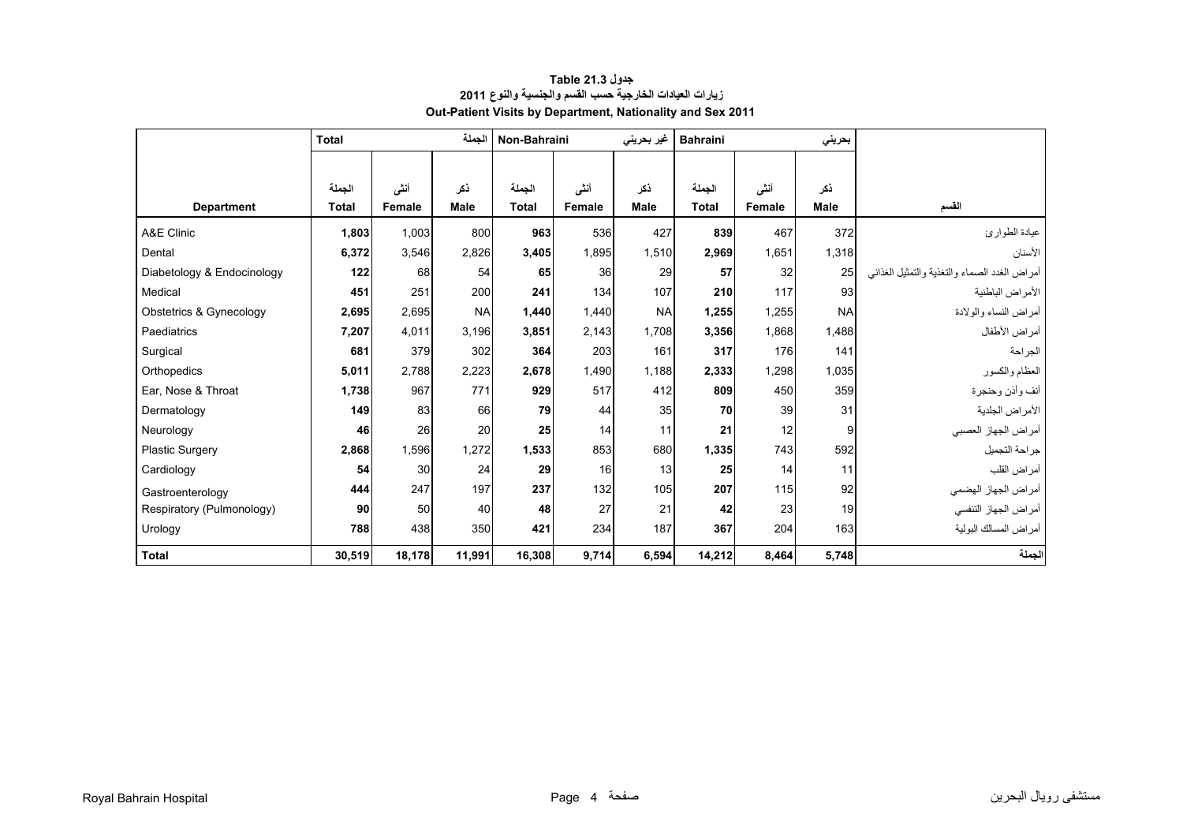**جدول Table 21.3**

**زيارات العيادات الخارجية حسب القسم والجنسية والنوع 2011**

**Out-Patient Visits by Department, Nationality and Sex 2011**

| | Total | | الجملة | Non-Bahraini | | غير بحريني | Bahraini | | بحريني | |
|---|---|---|---|---|---|---|---|---|---|---|
| Department | الجملة Total | أنثى Female | ذكر Male | الجملة Total | أنثى Female | ذكر Male | الجملة Total | أنثى Female | ذكر Male | القسم |
| A&E Clinic | **1,803** | 1,003 | 800 | **963** | 536 | 427 | **839** | 467 | 372 | عيادة الطوارئ |
| Dental | **6,372** | 3,546 | 2,826 | **3,405** | 1,895 | 1,510 | **2,969** | 1,651 | 1,318 | الأسنان |
| Diabetology & Endocinology | **122** | 68 | 54 | **65** | 36 | 29 | **57** | 32 | 25 | أمراض الغدد الصماء والتغذية والتمثيل الغذائي |
| Medical | **451** | 251 | 200 | **241** | 134 | 107 | **210** | 117 | 93 | الأمراض الباطنية |
| Obstetrics & Gynecology | **2,695** | 2,695 | NA | **1,440** | 1,440 | NA | **1,255** | 1,255 | NA | أمراض النساء والولادة |
| Paediatrics | **7,207** | 4,011 | 3,196 | **3,851** | 2,143 | 1,708 | **3,356** | 1,868 | 1,488 | أمراض الأطفال |
| Surgical | **681** | 379 | 302 | **364** | 203 | 161 | **317** | 176 | 141 | الجراحة |
| Orthopedics | **5,011** | 2,788 | 2,223 | **2,678** | 1,490 | 1,188 | **2,333** | 1,298 | 1,035 | العظام والكسور |
| Ear, Nose & Throat | **1,738** | 967 | 771 | **929** | 517 | 412 | **809** | 450 | 359 | أنف وأذن وحنجرة |
| Dermatology | **149** | 83 | 66 | **79** | 44 | 35 | **70** | 39 | 31 | الأمراض الجلدية |
| Neurology | **46** | 26 | 20 | **25** | 14 | 11 | **21** | 12 | 9 | أمراض الجهاز العصبي |
| Plastic Surgery | **2,868** | 1,596 | 1,272 | **1,533** | 853 | 680 | **1,335** | 743 | 592 | جراحة التجميل |
| Cardiology | **54** | 30 | 24 | **29** | 16 | 13 | **25** | 14 | 11 | أمراض القلب |
| Gastroenterology | **444** | 247 | 197 | **237** | 132 | 105 | **207** | 115 | 92 | أمراض الجهاز الهضمي |
| Respiratory (Pulmonology) | **90** | 50 | 40 | **48** | 27 | 21 | **42** | 23 | 19 | أمراض الجهاز التنفسي |
| Urology | **788** | 438 | 350 | **421** | 234 | 187 | **367** | 204 | 163 | أمراض المسالك البولية |
| **Total** | **30,519** | **18,178** | **11,991** | **16,308** | **9,714** | **6,594** | **14,212** | **8,464** | **5,748** | **الجملة** |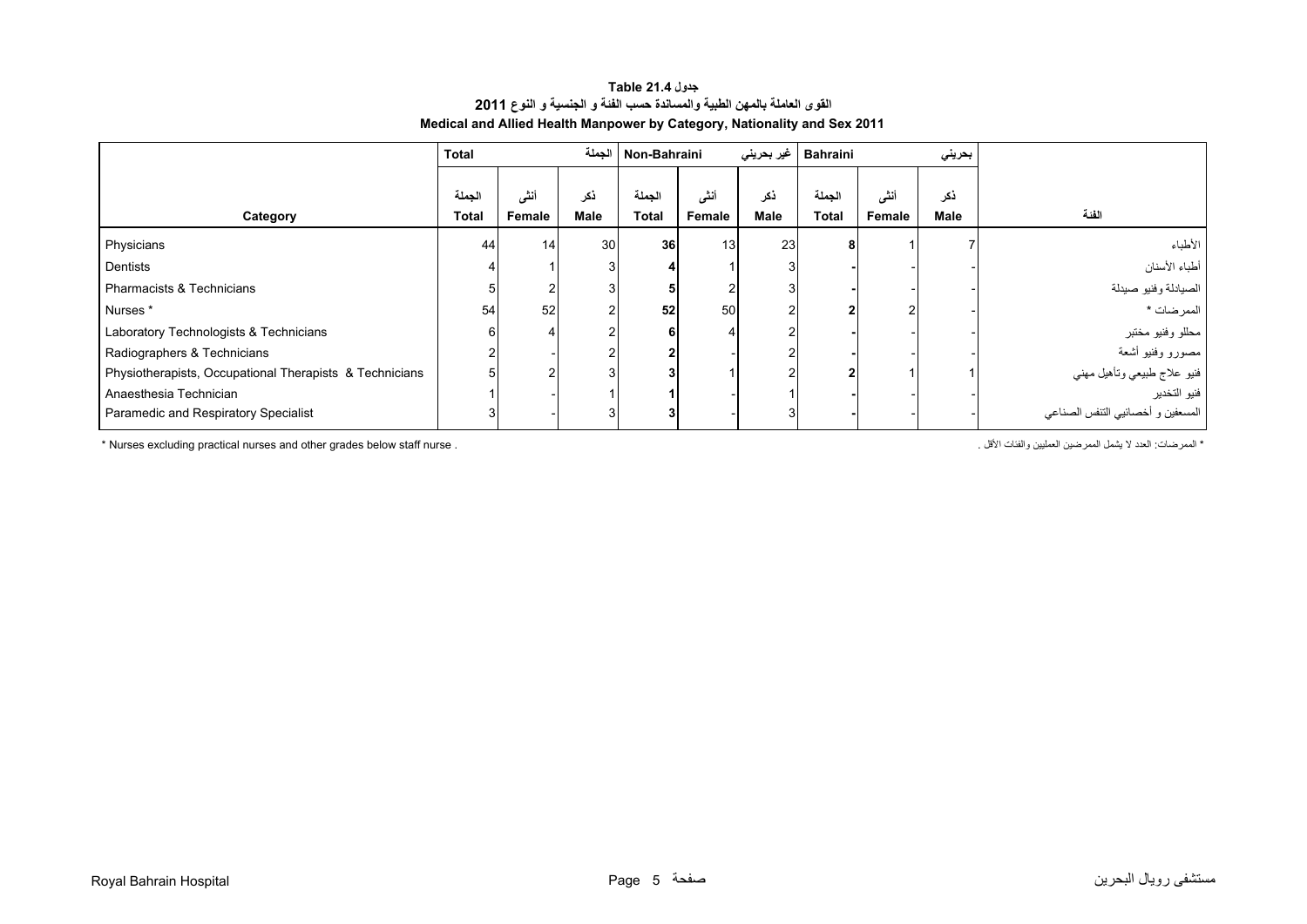**جدول Table 21.4**

**القوى العاملة بالمهن الطبية والمساندة حسب الفئة و الجنسية و النوع 2011**

**Medical and Allied Health Manpower by Category, Nationality and Sex 2011**

| Category | Total الجملة | | | Non-Bahraini غير بحريني | | | Bahraini بحريني | | | الفئة |
|---|---|---|---|---|---|---|---|---|---|---|
| | الجملة Total | أنثى Female | ذكر Male | الجملة Total | أنثى Female | ذكر Male | الجملة Total | أنثى Female | ذكر Male | |
| Physicians | 44 | 14 | 30 | **36** | 13 | 23 | **8** | 1 | 7 | الأطباء |
| Dentists | 4 | 1 | 3 | **4** | 1 | 3 | **-** | - | - | أطباء الأسنان |
| Pharmacists & Technicians | 5 | 2 | 3 | **5** | 2 | 3 | **-** | - | - | الصيادلة وفنيو صيدلة |
| Nurses * | 54 | 52 | 2 | **52** | 50 | 2 | **2** | 2 | - | الممرضات * |
| Laboratory Technologists & Technicians | 6 | 4 | 2 | **6** | 4 | 2 | **-** | - | - | محللو وفنيو مختبر |
| Radiographers & Technicians | 2 | - | 2 | **2** | - | 2 | **-** | - | - | مصورو وفنيو أشعة |
| Physiotherapists, Occupational Therapists & Technicians | 5 | 2 | 3 | **3** | 1 | 2 | **2** | 1 | 1 | فنيو علاج طبيعي وتأهيل مهني |
| Anaesthesia Technician | 1 | - | 1 | **1** | - | 1 | **-** | - | - | فنيو التخدير |
| Paramedic and Respiratory Specialist | 3 | - | 3 | **3** | - | 3 | **-** | - | - | المسعفين و أخصائيي التنفس الصناعي |

* Nurses excluding practical nurses and other grades below staff nurse .

* الممرضات: العدد لا يشمل الممرضين العمليين والفئات الأقل .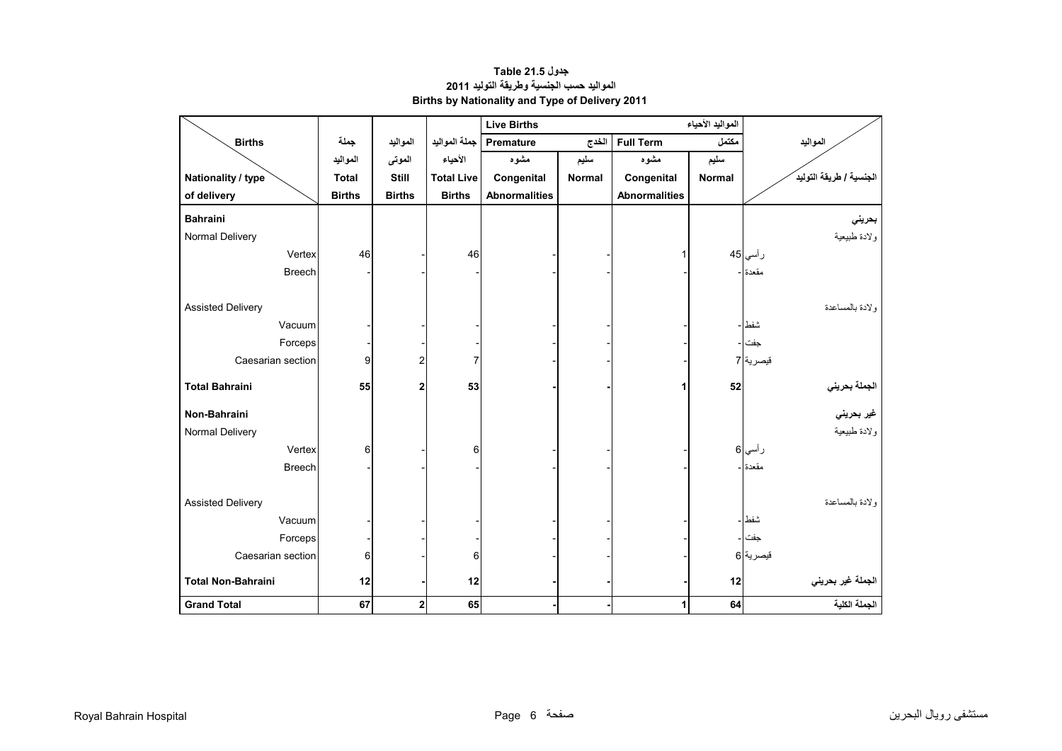# جدول 21.5 Table

## المواليد حسب الجنسية وطريقة التوليد 2011

## Births by Nationality and Type of Delivery 2011

| Births / Nationality / type of delivery | جملة المواليد Total Births | المواليد الموتى Still Births | جملة المواليد الأحياء Total Live Births | Live Births المواليد الأحياء | | | | المواليد / الجنسية / طريقة التوليد |
|---|---|---|---|---|---|---|---|---|
| | | | | Premature الخدج | | Full Term مكتمل | | |
| | | | | مشوه Congenital Abnormalities | سليم Normal | مشوه Congenital Abnormalities | سليم Normal | |
| **Bahraini** | | | | | | | | **بحريني** |
| Normal Delivery | | | | | | | | ولادة طبيعية |
| Vertex | 46 | - | 46 | - | - | 1 | 45 | رأسي |
| Breech | - | - | - | - | - | - | - | مقعدة |
| Assisted Delivery | | | | | | | | ولادة بالمساعدة |
| Vacuum | - | - | - | - | - | - | - | شفط |
| Forceps | - | - | - | - | - | - | - | جفت |
| Caesarian section | 9 | 2 | 7 | - | - | - | 7 | قيصرية |
| **Total Bahraini** | **55** | **2** | **53** | **-** | **-** | **1** | **52** | **الجملة بحريني** |
| **Non-Bahraini** | | | | | | | | **غير بحريني** |
| Normal Delivery | | | | | | | | ولادة طبيعية |
| Vertex | 6 | - | 6 | - | - | - | 6 | رأسي |
| Breech | - | - | - | - | - | - | - | مقعدة |
| Assisted Delivery | | | | | | | | ولادة بالمساعدة |
| Vacuum | - | - | - | - | - | - | - | شفط |
| Forceps | - | - | - | - | - | - | - | جفت |
| Caesarian section | 6 | - | 6 | - | - | - | 6 | قيصرية |
| **Total Non-Bahraini** | **12** | **-** | **12** | **-** | **-** | **-** | **12** | **الجملة غير بحريني** |
| **Grand Total** | **67** | **2** | **65** | **-** | **-** | **1** | **64** | **الجملة الكلية** |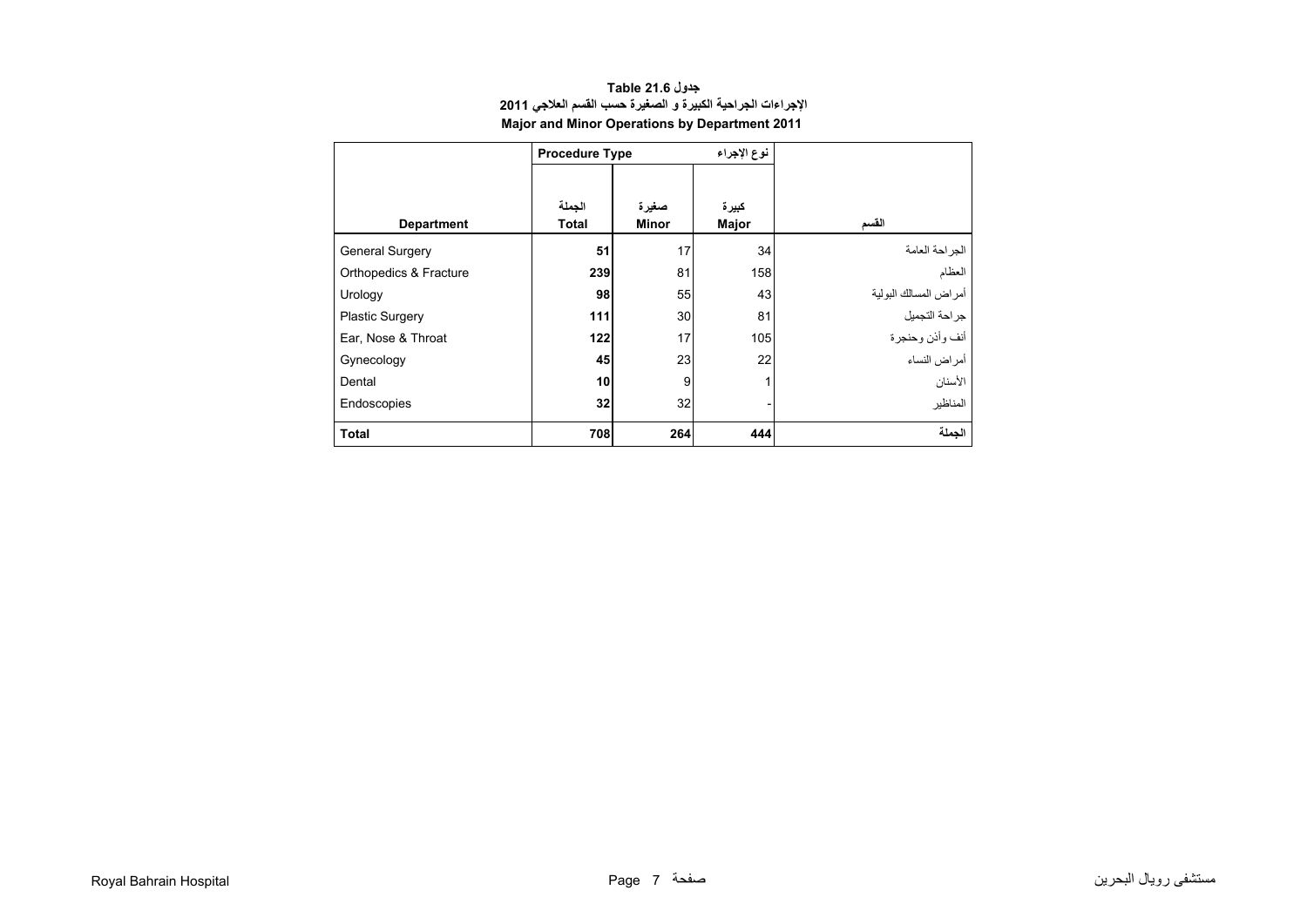**جدول 21.6 Table**

**الإجراءات الجراحية الكبيرة و الصغيرة حسب القسم العلاجي 2011**

**Major and Minor Operations by Department 2011**

| | Procedure Type نوع الإجراء | | | |
|---|---|---|---|---|
| **Department** | **الجملة Total** | **صغيرة Minor** | **كبيرة Major** | **القسم** |
| General Surgery | **51** | 17 | 34 | الجراحة العامة |
| Orthopedics & Fracture | **239** | 81 | 158 | العظام |
| Urology | **98** | 55 | 43 | أمراض المسالك البولية |
| Plastic Surgery | **111** | 30 | 81 | جراحة التجميل |
| Ear, Nose & Throat | **122** | 17 | 105 | أنف وأذن وحنجرة |
| Gynecology | **45** | 23 | 22 | أمراض النساء |
| Dental | **10** | 9 | 1 | الأسنان |
| Endoscopies | **32** | 32 | - | المناظير |
| **Total** | **708** | **264** | **444** | **الجملة** |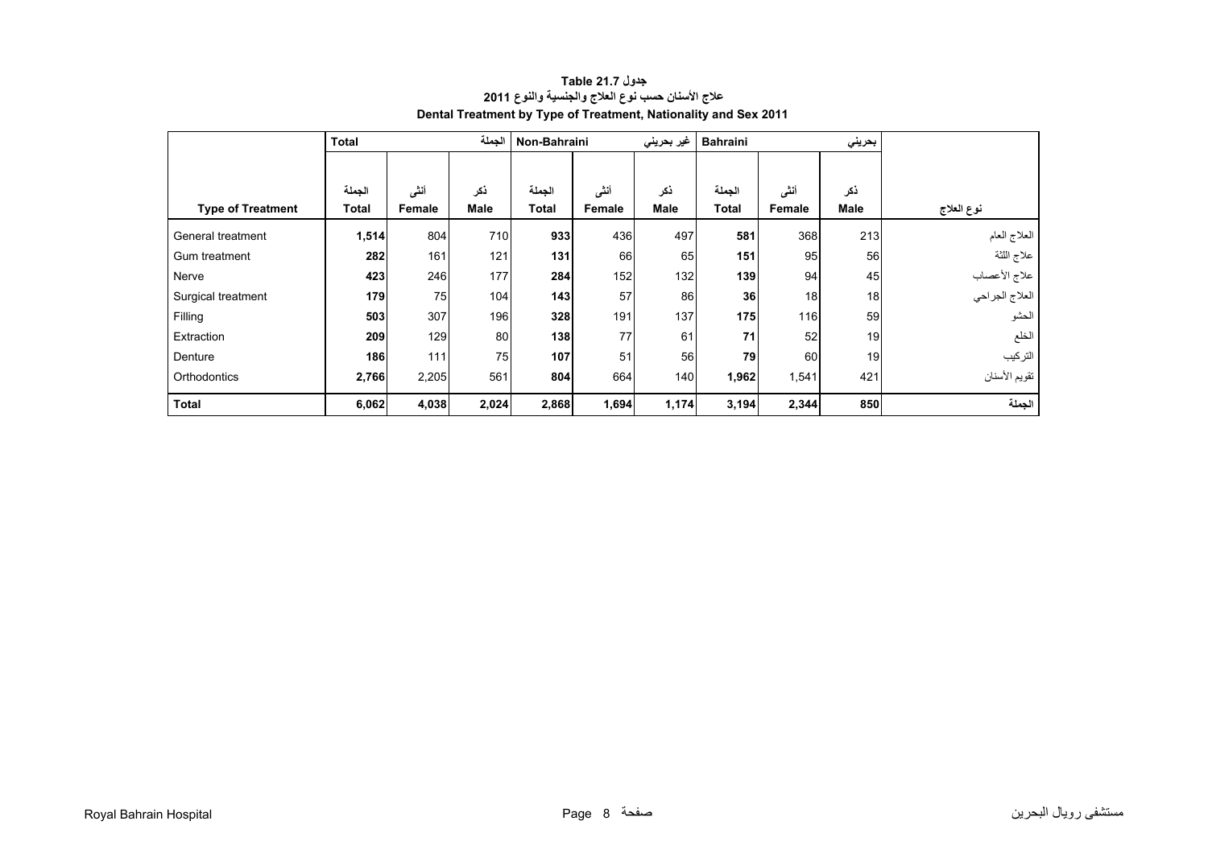**جدول 21.7 Table**

**علاج الأسنان حسب نوع العلاج والجنسية والنوع 2011**

**Dental Treatment by Type of Treatment, Nationality and Sex 2011**

| | Total | | الجملة | Non-Bahraini | | غير بحريني | Bahraini | | بحريني | |
|---|---|---|---|---|---|---|---|---|---|---|
| **Type of Treatment** | الجملة **Total** | أنثى **Female** | ذكر **Male** | الجملة **Total** | أنثى **Female** | ذكر **Male** | الجملة **Total** | أنثى **Female** | ذكر **Male** | **نوع العلاج** |
| General treatment | **1,514** | 804 | 710 | **933** | 436 | 497 | **581** | 368 | 213 | العلاج العام |
| Gum treatment | **282** | 161 | 121 | **131** | 66 | 65 | **151** | 95 | 56 | علاج اللثة |
| Nerve | **423** | 246 | 177 | **284** | 152 | 132 | **139** | 94 | 45 | علاج الأعصاب |
| Surgical treatment | **179** | 75 | 104 | **143** | 57 | 86 | **36** | 18 | 18 | العلاج الجراحي |
| Filling | **503** | 307 | 196 | **328** | 191 | 137 | **175** | 116 | 59 | الحشو |
| Extraction | **209** | 129 | 80 | **138** | 77 | 61 | **71** | 52 | 19 | الخلع |
| Denture | **186** | 111 | 75 | **107** | 51 | 56 | **79** | 60 | 19 | التركيب |
| Orthodontics | **2,766** | 2,205 | 561 | **804** | 664 | 140 | **1,962** | 1,541 | 421 | تقويم الأسنان |
| **Total** | **6,062** | **4,038** | **2,024** | **2,868** | **1,694** | **1,174** | **3,194** | **2,344** | **850** | **الجملة** |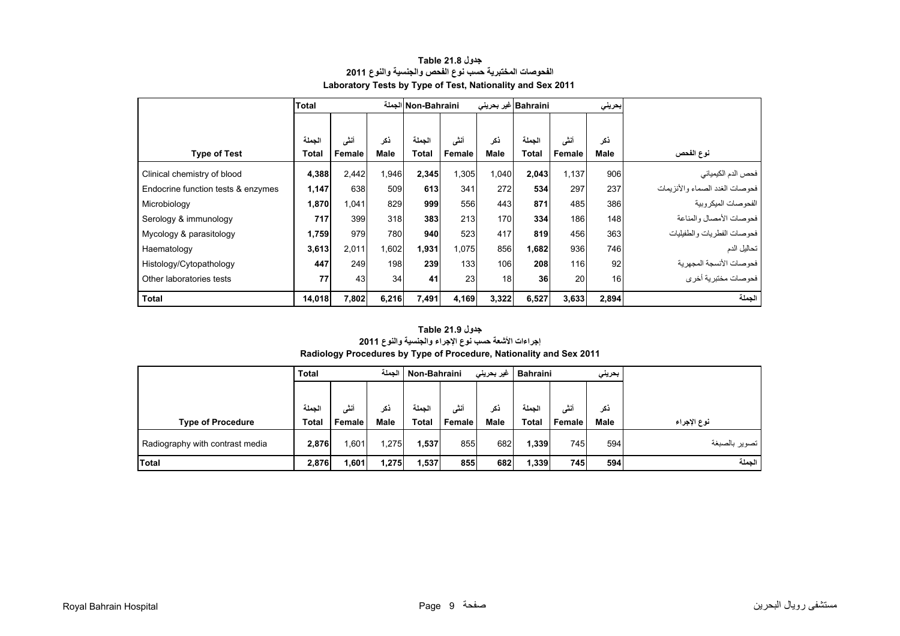**جدول 21.8 Table**

**الفحوصات المختبرية حسب نوع الفحص والجنسية والنوع 2011**

**Laboratory Tests by Type of Test, Nationality and Sex 2011**

| | Total الجملة | | | Non-Bahraini غير بحريني | | | Bahraini بحريني | | | |
|---|---|---|---|---|---|---|---|---|---|---|
| **Type of Test** | الجملة **Total** | أنثى **Female** | ذكر **Male** | الجملة **Total** | أنثى **Female** | ذكر **Male** | الجملة **Total** | أنثى **Female** | ذكر **Male** | **نوع الفحص** |
| Clinical chemistry of blood | **4,388** | 2,442 | 1,946 | **2,345** | 1,305 | 1,040 | **2,043** | 1,137 | 906 | فحص الدم الكيميائي |
| Endocrine function tests & enzymes | **1,147** | 638 | 509 | **613** | 341 | 272 | **534** | 297 | 237 | فحوصات الغدد الصماء والأنزيمات |
| Microbiology | **1,870** | 1,041 | 829 | **999** | 556 | 443 | **871** | 485 | 386 | الفحوصات الميكروبية |
| Serology & immunology | **717** | 399 | 318 | **383** | 213 | 170 | **334** | 186 | 148 | فحوصات الأمصال والمناعة |
| Mycology & parasitology | **1,759** | 979 | 780 | **940** | 523 | 417 | **819** | 456 | 363 | فحوصات الفطريات والطفيليات |
| Haematology | **3,613** | 2,011 | 1,602 | **1,931** | 1,075 | 856 | **1,682** | 936 | 746 | تحاليل الدم |
| Histology/Cytopathology | **447** | 249 | 198 | **239** | 133 | 106 | **208** | 116 | 92 | فحوصات الأنسجة المجهرية |
| Other laboratories tests | **77** | 43 | 34 | **41** | 23 | 18 | **36** | 20 | 16 | فحوصات مختبرية أخرى |
| **Total** | **14,018** | **7,802** | **6,216** | **7,491** | **4,169** | **3,322** | **6,527** | **3,633** | **2,894** | **الجملة** |

**جدول 21.9 Table**

**إجراءات الأشعة حسب نوع الإجراء والجنسية والنوع 2011**

**Radiology Procedures by Type of Procedure, Nationality and Sex 2011**

| | Total الجملة | | | Non-Bahraini غير بحريني | | | Bahraini بحريني | | | |
|---|---|---|---|---|---|---|---|---|---|---|
| **Type of Procedure** | الجملة **Total** | أنثى **Female** | ذكر **Male** | الجملة **Total** | أنثى **Female** | ذكر **Male** | الجملة **Total** | أنثى **Female** | ذكر **Male** | **نوع الإجراء** |
| Radiography with contrast media | **2,876** | 1,601 | 1,275 | **1,537** | 855 | 682 | **1,339** | 745 | 594 | تصوير بالصبغة |
| **Total** | **2,876** | **1,601** | **1,275** | **1,537** | **855** | **682** | **1,339** | **745** | **594** | **الجملة** |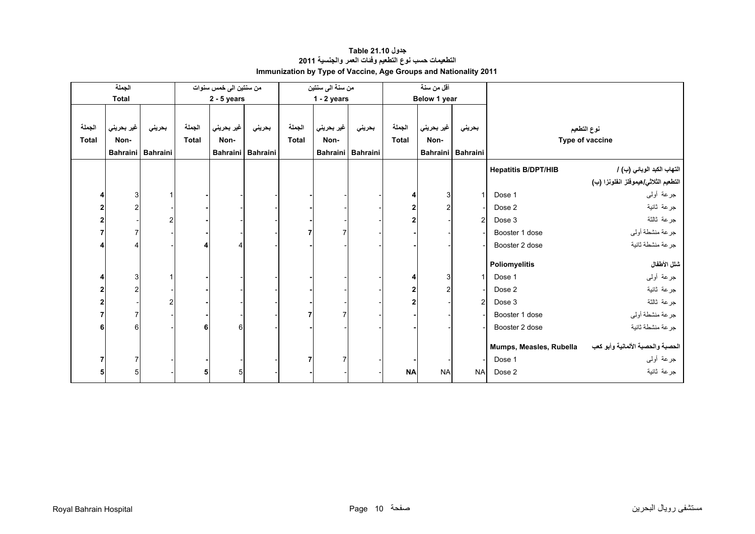# جدول 21.10 Table
## التطعيمات حسب نوع التطعيم وفئات العمر والجنسية 2011
## Immunization by Type of Vaccine, Age Groups and Nationality 2011

| الجملة Total | | | من سنتين الى خمس سنوات 2 - 5 years | | | من سنة الى سنتين 1 - 2 years | | | أقل من سنة Below 1 year | | | نوع التطعيم Type of vaccine | |
|---|---|---|---|---|---|---|---|---|---|---|---|---|---|
| الجملة Total | غير بحريني Non-Bahraini | بحريني Bahraini | الجملة Total | غير بحريني Non-Bahraini | بحريني Bahraini | الجملة Total | غير بحريني Non-Bahraini | بحريني Bahraini | الجملة Total | غير بحريني Non-Bahraini | بحريني Bahraini | | |
| | | | | | | | | | | | | **Hepatitis B/DPT/HIB** | **التهاب الكبد الوبائي (ب) / التطعيم الثلاثي/هيموفلز انفلونزا (ب)** |
| **4** | 3 | 1 | **-** | - | - | **-** | - | - | **4** | 3 | 1 | Dose 1 | جرعة أولى |
| **2** | 2 | - | **-** | - | - | **-** | - | - | **2** | 2 | - | Dose 2 | جرعة ثانية |
| **2** | - | 2 | **-** | - | - | **-** | - | - | **2** | - | 2 | Dose 3 | جرعة ثالثة |
| **7** | 7 | - | **-** | - | - | **7** | 7 | - | **-** | - | - | Booster 1 dose | جرعة منشطة أولى |
| **4** | 4 | - | **4** | 4 | - | **-** | - | - | **-** | - | - | Booster 2 dose | جرعة منشطة ثانية |
| | | | | | | | | | | | | **Poliomyelitis** | **شلل الأطفال** |
| **4** | 3 | 1 | **-** | - | - | **-** | - | - | **4** | 3 | 1 | Dose 1 | جرعة أولى |
| **2** | 2 | - | **-** | - | - | **-** | - | - | **2** | 2 | - | Dose 2 | جرعة ثانية |
| **2** | - | 2 | **-** | - | - | **-** | - | - | **2** | - | 2 | Dose 3 | جرعة ثالثة |
| **7** | 7 | - | **-** | - | - | **7** | 7 | - | **-** | - | - | Booster 1 dose | جرعة منشطة أولى |
| **6** | 6 | - | **6** | 6 | - | **-** | - | - | **-** | - | - | Booster 2 dose | جرعة منشطة ثانية |
| | | | | | | | | | | | | **Mumps, Measles, Rubella** | **الحصبة والحصبة الألمانية وأبو كعب** |
| **7** | 7 | - | **-** | - | - | **7** | 7 | - | **-** | - | - | Dose 1 | جرعة أولى |
| **5** | 5 | - | **5** | 5 | - | **-** | - | - | **NA** | NA | NA | Dose 2 | جرعة ثانية |

Royal Bahrain Hospital — مستشفى رويال البحرين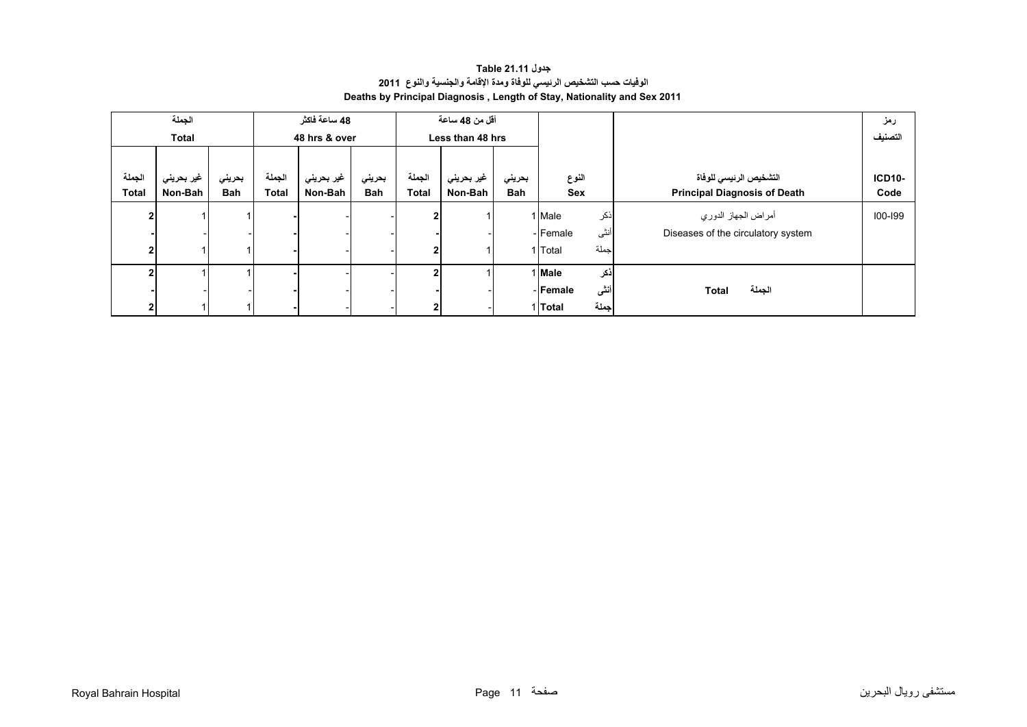**Table 21.11 جدول**

**الوفيات حسب التشخيص الرئيسي للوفاة ومدة الإقامة والجنسية والنوع 2011**

**Deaths by Principal Diagnosis , Length of Stay, Nationality and Sex 2011**

| الجملة Total | | | 48 ساعة فاكثر 48 hrs & over | | | أقل من 48 ساعة Less than 48 hrs | | | | | رمز التصنيف |
|---|---|---|---|---|---|---|---|---|---|---|---|
| الجملة Total | غير بحريني Non-Bah | بحريني Bah | الجملة Total | غير بحريني Non-Bah | بحريني Bah | الجملة Total | غير بحريني Non-Bah | بحريني Bah | النوع Sex | التشخيص الرئيسي للوفاة Principal Diagnosis of Death | ICD10-Code |
| 2 | 1 | 1 | - | - | - | 2 | 1 | 1 | Male ذكر | أمراض الجهاز الدوري Diseases of the circulatory system | I00-I99 |
| - | - | - | - | - | - | - | - | - | Female أنثى | | |
| 2 | 1 | 1 | - | - | - | 2 | 1 | 1 | Total جملة | | |
| **2** | 1 | 1 | **-** | - | - | **2** | 1 | 1 | **Male ذكر** | **Total الجملة** | |
| **-** | - | - | **-** | - | - | **-** | - | - | **Female أنثى** | | |
| **2** | 1 | 1 | **-** | - | - | **2** | - | 1 | **Total جملة** | | |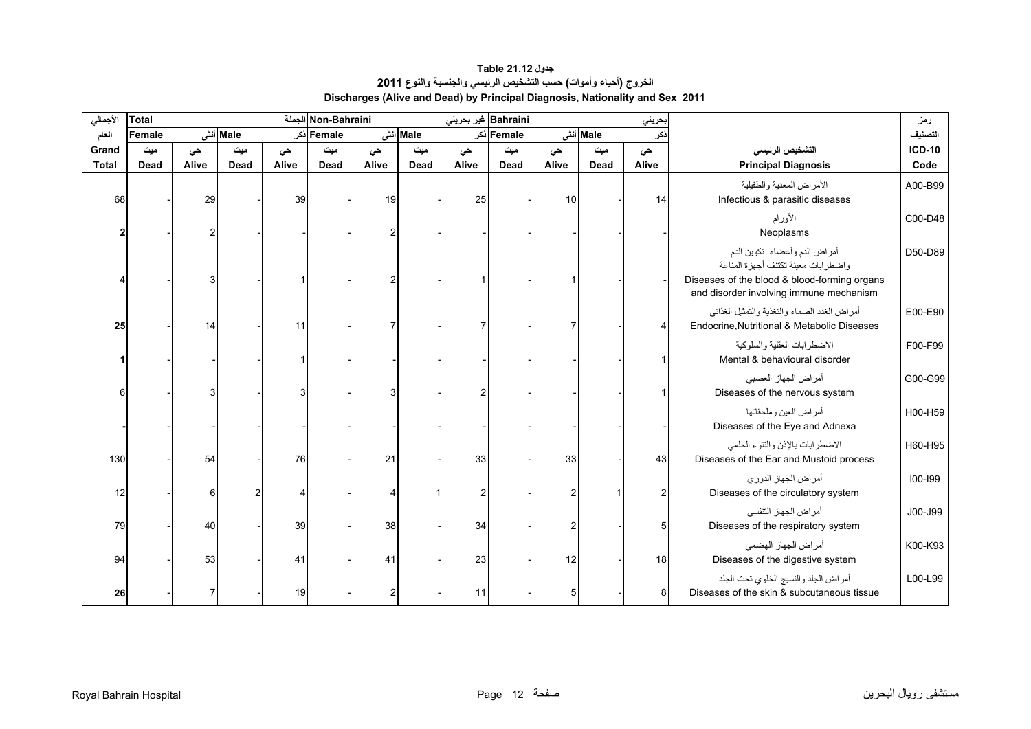**Table 21.12 جدول**

**الخروج (أحياء وأموات) حسب التشخيص الرئيسي والجنسية والنوع 2011**

**Discharges (Alive and Dead) by Principal Diagnosis, Nationality and Sex 2011**

| الأجمالي العام | Total الجملة | | | | Non-Bahraini غير بحريني | | | | Bahraini بحريني | | | | | رمز التصنيف |
|---|---|---|---|---|---|---|---|---|---|---|---|---|---|---|
| | Female أنثى | | Male ذكر | | Female أنثى | | Male ذكر | | Female أنثى | | Male ذكر | | | |
| Grand Total | ميت Dead | حي Alive | ميت Dead | حي Alive | ميت Dead | حي Alive | ميت Dead | حي Alive | ميت Dead | حي Alive | ميت Dead | حي Alive | التشخيص الرئيسي Principal Diagnosis | ICD-10 Code |
| 68 | - | 29 | - | 39 | - | 19 | - | 25 | - | 10 | - | 14 | الأمراض المعدية والطفيلية Infectious & parasitic diseases | A00-B99 |
| 2 | - | 2 | - | - | - | 2 | - | - | - | - | - | - | الأورام Neoplasms | C00-D48 |
| 4 | - | 3 | - | 1 | - | 2 | - | 1 | - | 1 | - | - | أمراض الدم وأعضاء تكوين الدم واضطرابات معينة تكتنف أجهزة المناعة Diseases of the blood & blood-forming organs and disorder involving immune mechanism | D50-D89 |
| 25 | - | 14 | - | 11 | - | 7 | - | 7 | - | 7 | - | 4 | أمراض الغدد الصماء والتغذية والتمثيل الغذائي Endocrine,Nutritional & Metabolic Diseases | E00-E90 |
| 1 | - | - | - | 1 | - | - | - | - | - | - | - | 1 | الاضطرابات العقلية والسلوكية Mental & behavioural disorder | F00-F99 |
| 6 | - | 3 | - | 3 | - | 3 | - | 2 | - | - | - | 1 | أمراض الجهاز العصبي Diseases of the nervous system | G00-G99 |
| - | - | - | - | - | - | - | - | - | - | - | - | - | أمراض العين وملحقاتها Diseases of the Eye and Adnexa | H00-H59 |
| 130 | - | 54 | - | 76 | - | 21 | - | 33 | - | 33 | - | 43 | الاضطرابات بالإذن والنتوء الحلمي Diseases of the Ear and Mustoid process | H60-H95 |
| 12 | - | 6 | 2 | 4 | - | 4 | 1 | 2 | - | 2 | 1 | 2 | أمراض الجهاز الدوري Diseases of the circulatory system | I00-I99 |
| 79 | - | 40 | - | 39 | - | 38 | - | 34 | - | 2 | - | 5 | أمراض الجهاز التنفسي Diseases of the respiratory system | J00-J99 |
| 94 | - | 53 | - | 41 | - | 41 | - | 23 | - | 12 | - | 18 | أمراض الجهاز الهضمي Diseases of the digestive system | K00-K93 |
| 26 | - | 7 | - | 19 | - | 2 | - | 11 | - | 5 | - | 8 | أمراض الجلد والنسيج الخلوي تحت الجلد Diseases of the skin & subcutaneous tissue | L00-L99 |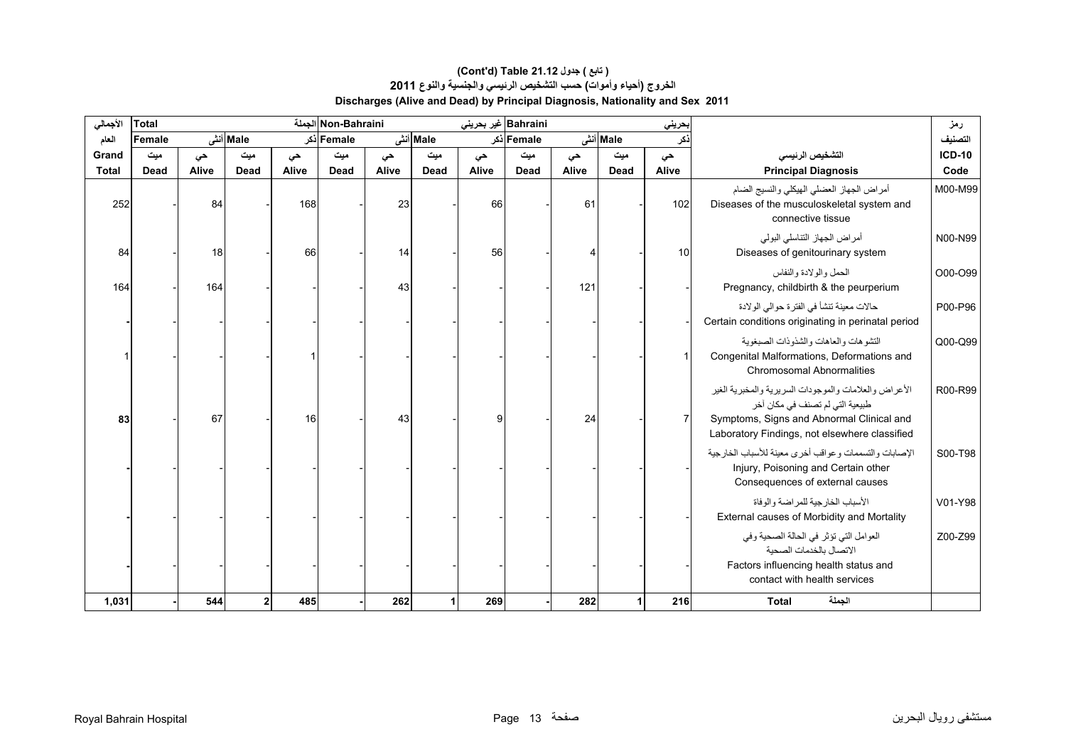# (Cont'd) Table 21.12 جدول ( تابع )

## الخروج (أحياء وأموات) حسب التشخيص الرئيسي والجنسية والنوع 2011

## Discharges (Alive and Dead) by Principal Diagnosis, Nationality and Sex 2011

| الأجمالي | Total الجملة | | | | Non-Bahraini غير بحريني | | | | Bahraini بحريني | | | | | رمز |
|---|---|---|---|---|---|---|---|---|---|---|---|---|---|---|
| العام | Female أنثى | | Male ذكر | | Female أنثى | | Male ذكر | | Female أنثى | | Male ذكر | | | التصنيف |
| Grand Total | ميت Dead | حي Alive | ميت Dead | حي Alive | ميت Dead | حي Alive | ميت Dead | حي Alive | ميت Dead | حي Alive | ميت Dead | حي Alive | التشخيص الرئيسي Principal Diagnosis | ICD-10 Code |
| 252 | - | 84 | - | 168 | - | 23 | - | 66 | - | 61 | - | 102 | أمراض الجهاز العضلي الهيكلي والنسيج الضام Diseases of the musculoskeletal system and connective tissue | M00-M99 |
| 84 | - | 18 | - | 66 | - | 14 | - | 56 | - | 4 | - | 10 | أمراض الجهاز التناسلي البولي Diseases of genitourinary system | N00-N99 |
| 164 | - | 164 | - | - | - | 43 | - | - | - | 121 | - | - | الحمل والولادة والنفاس Pregnancy, childbirth & the peurperium | O00-O99 |
| - | - | - | - | - | - | - | - | - | - | - | - | - | حالات معينة تنشأ في الفترة حوالي الولادة Certain conditions originating in perinatal period | P00-P96 |
| 1 | - | - | - | 1 | - | - | - | - | - | - | - | 1 | التشوهات والعاهات والشذوذات الصبغوية Congenital Malformations, Deformations and Chromosomal Abnormalities | Q00-Q99 |
| 83 | - | 67 | - | 16 | - | 43 | - | 9 | - | 24 | - | 7 | الأعراض والعلامات والموجودات السريرية والمخبرية الغير طبيعية التي لم تصنف في مكان آخر Symptoms, Signs and Abnormal Clinical and Laboratory Findings, not elsewhere classified | R00-R99 |
| - | - | - | - | - | - | - | - | - | - | - | - | - | الإصابات والتسممات وعواقب أخرى معينة للأسباب الخارجية Injury, Poisoning and Certain other Consequences of external causes | S00-T98 |
| - | - | - | - | - | - | - | - | - | - | - | - | - | الأسباب الخارجية للمراضة والوفاة External causes of Morbidity and Mortality | V01-Y98 |
| - | - | - | - | - | - | - | - | - | - | - | - | - | العوامل التي تؤثر في الحالة الصحية وفي الاتصال بالخدمات الصحية Factors influencing health status and contact with health services | Z00-Z99 |
| 1,031 | - | 544 | 2 | 485 | - | 262 | 1 | 269 | - | 282 | 1 | 216 | Total الجملة | |

Royal Bahrain Hospital مستشفى رويال البحرين